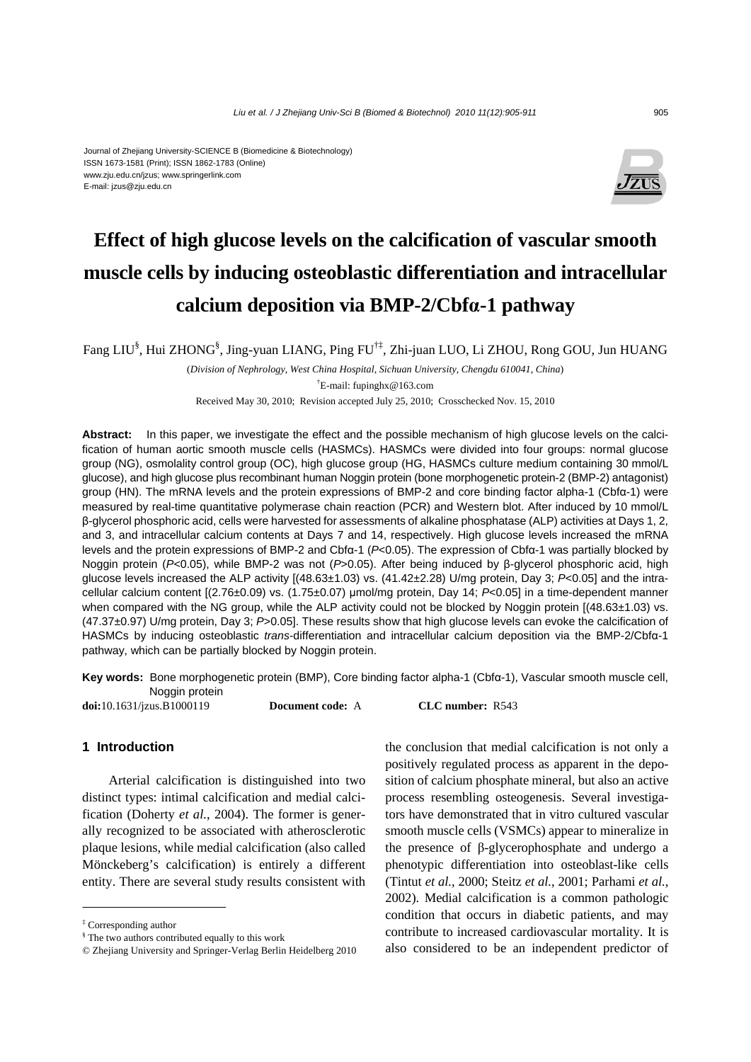Journal of Zhejiang University-SCIENCE B (Biomedicine & Biotechnology)
ISSN 1673-1581 (Print); ISSN 1862-1783 (Online)
www.zju.edu.cn/jzus; www.springerlink.com
E-mail: jzus@zju.edu.cn

# Effect of high glucose levels on the calcification of vascular smooth muscle cells by inducing osteoblastic differentiation and intracellular calcium deposition via BMP-2/Cbfα-1 pathway

Fang LIU[§], Hui ZHONG[§], Jing-yuan LIANG, Ping FU[†‡], Zhi-juan LUO, Li ZHOU, Rong GOU, Jun HUANG

(*Division of Nephrology, West China Hospital, Sichuan University, Chengdu 610041, China*)

[†]E-mail: fupinghx@163.com

Received May 30, 2010; Revision accepted July 25, 2010; Crosschecked Nov. 15, 2010

**Abstract:** In this paper, we investigate the effect and the possible mechanism of high glucose levels on the calcification of human aortic smooth muscle cells (HASMCs). HASMCs were divided into four groups: normal glucose group (NG), osmolality control group (OC), high glucose group (HG, HASMCs culture medium containing 30 mmol/L glucose), and high glucose plus recombinant human Noggin protein (bone morphogenetic protein-2 (BMP-2) antagonist) group (HN). The mRNA levels and the protein expressions of BMP-2 and core binding factor alpha-1 (Cbfα-1) were measured by real-time quantitative polymerase chain reaction (PCR) and Western blot. After induced by 10 mmol/L β-glycerol phosphoric acid, cells were harvested for assessments of alkaline phosphatase (ALP) activities at Days 1, 2, and 3, and intracellular calcium contents at Days 7 and 14, respectively. High glucose levels increased the mRNA levels and the protein expressions of BMP-2 and Cbfα-1 ($P<0.05$). The expression of Cbfα-1 was partially blocked by Noggin protein ($P<0.05$), while BMP-2 was not ($P>0.05$). After being induced by β-glycerol phosphoric acid, high glucose levels increased the ALP activity [(48.63±1.03) vs. (41.42±2.28) U/mg protein, Day 3; $P<0.05$] and the intracellular calcium content [(2.76±0.09) vs. (1.75±0.07) μmol/mg protein, Day 14; $P<0.05$] in a time-dependent manner when compared with the NG group, while the ALP activity could not be blocked by Noggin protein [(48.63±1.03) vs. (47.37±0.97) U/mg protein, Day 3; $P>0.05$]. These results show that high glucose levels can evoke the calcification of HASMCs by inducing osteoblastic *trans*-differentiation and intracellular calcium deposition via the BMP-2/Cbfα-1 pathway, which can be partially blocked by Noggin protein.

**Key words:** Bone morphogenetic protein (BMP), Core binding factor alpha-1 (Cbfα-1), Vascular smooth muscle cell, Noggin protein

**doi:**10.1631/jzus.B1000119 **Document code:** A **CLC number:** R543

## 1 Introduction

Arterial calcification is distinguished into two distinct types: intimal calcification and medial calcification (Doherty *et al.*, 2004). The former is generally recognized to be associated with atherosclerotic plaque lesions, while medial calcification (also called Mönckeberg's calcification) is entirely a different entity. There are several study results consistent with the conclusion that medial calcification is not only a positively regulated process as apparent in the deposition of calcium phosphate mineral, but also an active process resembling osteogenesis. Several investigators have demonstrated that in vitro cultured vascular smooth muscle cells (VSMCs) appear to mineralize in the presence of β-glycerophosphate and undergo a phenotypic differentiation into osteoblast-like cells (Tintut *et al.*, 2000; Steitz *et al.*, 2001; Parhami *et al.*, 2002). Medial calcification is a common pathologic condition that occurs in diabetic patients, and may contribute to increased cardiovascular mortality. It is also considered to be an independent predictor of

---

[‡] Corresponding author

[§] The two authors contributed equally to this work

© Zhejiang University and Springer-Verlag Berlin Heidelberg 2010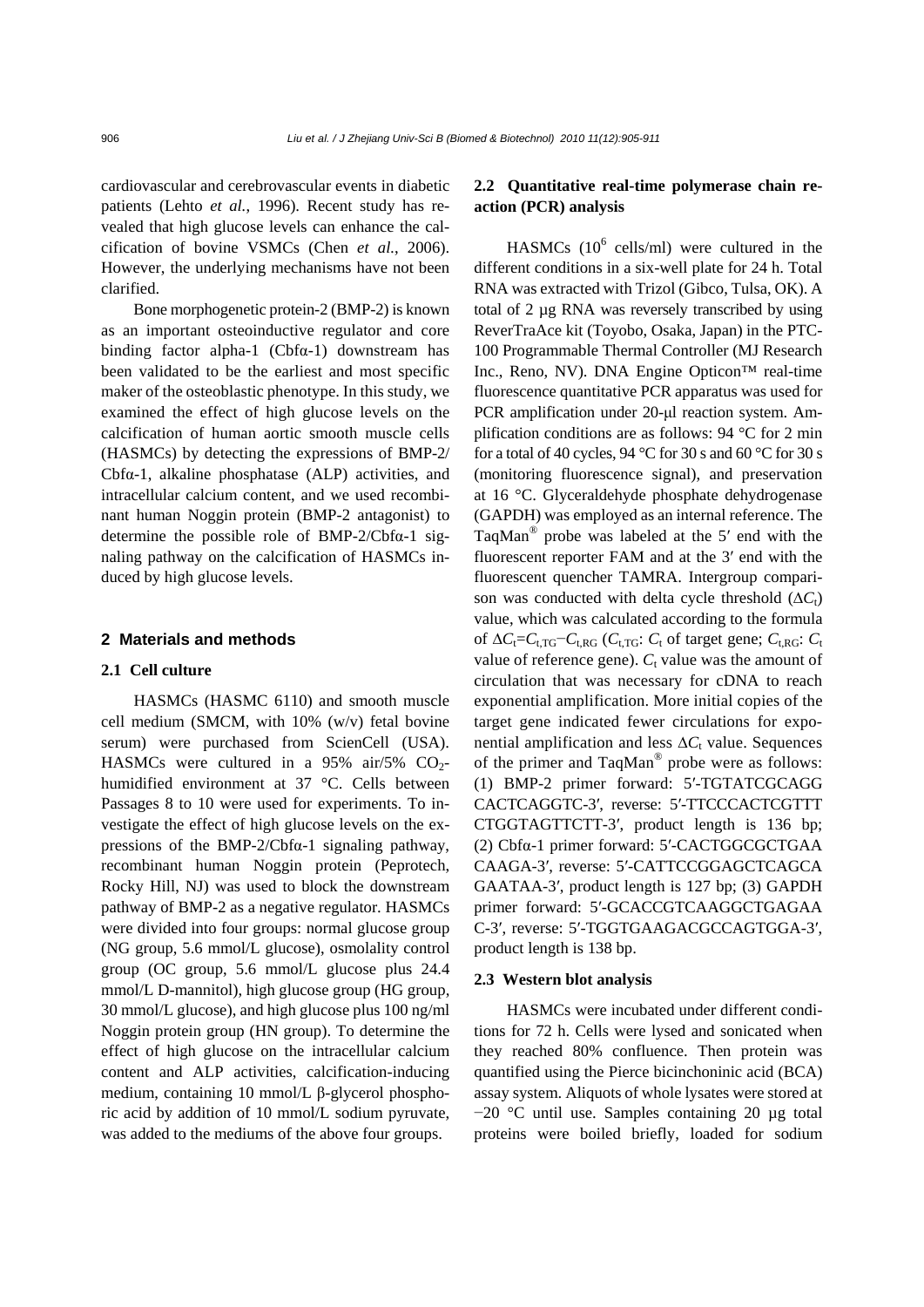cardiovascular and cerebrovascular events in diabetic patients (Lehto *et al.*, 1996). Recent study has revealed that high glucose levels can enhance the calcification of bovine VSMCs (Chen *et al.*, 2006). However, the underlying mechanisms have not been clarified.

Bone morphogenetic protein-2 (BMP-2) is known as an important osteoinductive regulator and core binding factor alpha-1 (Cbfα-1) downstream has been validated to be the earliest and most specific maker of the osteoblastic phenotype. In this study, we examined the effect of high glucose levels on the calcification of human aortic smooth muscle cells (HASMCs) by detecting the expressions of BMP-2/Cbfα-1, alkaline phosphatase (ALP) activities, and intracellular calcium content, and we used recombinant human Noggin protein (BMP-2 antagonist) to determine the possible role of BMP-2/Cbfα-1 signaling pathway on the calcification of HASMCs induced by high glucose levels.

## 2 Materials and methods

### 2.1 Cell culture

HASMCs (HASMC 6110) and smooth muscle cell medium (SMCM, with 10% (w/v) fetal bovine serum) were purchased from ScienCell (USA). HASMCs were cultured in a 95% air/5% $CO_2$-humidified environment at 37 °C. Cells between Passages 8 to 10 were used for experiments. To investigate the effect of high glucose levels on the expressions of the BMP-2/Cbfα-1 signaling pathway, recombinant human Noggin protein (Peprotech, Rocky Hill, NJ) was used to block the downstream pathway of BMP-2 as a negative regulator. HASMCs were divided into four groups: normal glucose group (NG group, 5.6 mmol/L glucose), osmolality control group (OC group, 5.6 mmol/L glucose plus 24.4 mmol/L D-mannitol), high glucose group (HG group, 30 mmol/L glucose), and high glucose plus 100 ng/ml Noggin protein group (HN group). To determine the effect of high glucose on the intracellular calcium content and ALP activities, calcification-inducing medium, containing 10 mmol/L β-glycerol phosphoric acid by addition of 10 mmol/L sodium pyruvate, was added to the mediums of the above four groups.

### 2.2 Quantitative real-time polymerase chain reaction (PCR) analysis

HASMCs ($10^6$ cells/ml) were cultured in the different conditions in a six-well plate for 24 h. Total RNA was extracted with Trizol (Gibco, Tulsa, OK). A total of 2 μg RNA was reversely transcribed by using ReverTraAce kit (Toyobo, Osaka, Japan) in the PTC-100 Programmable Thermal Controller (MJ Research Inc., Reno, NV). DNA Engine Opticon™ real-time fluorescence quantitative PCR apparatus was used for PCR amplification under 20-μl reaction system. Amplification conditions are as follows: 94 °C for 2 min for a total of 40 cycles, 94 °C for 30 s and 60 °C for 30 s (monitoring fluorescence signal), and preservation at 16 °C. Glyceraldehyde phosphate dehydrogenase (GAPDH) was employed as an internal reference. The TaqMan® probe was labeled at the 5′ end with the fluorescent reporter FAM and at the 3′ end with the fluorescent quencher TAMRA. Intergroup comparison was conducted with delta cycle threshold ($\Delta C_t$) value, which was calculated according to the formula of $\Delta C_t = C_{t,TG} - C_{t,RG}$ ($C_{t,TG}$: $C_t$ of target gene; $C_{t,RG}$: $C_t$ value of reference gene). $C_t$ value was the amount of circulation that was necessary for cDNA to reach exponential amplification. More initial copies of the target gene indicated fewer circulations for exponential amplification and less $\Delta C_t$ value. Sequences of the primer and TaqMan® probe were as follows: (1) BMP-2 primer forward: 5′-TGTATCGCAGG CACTCAGGTC-3′, reverse: 5′-TTCCCACTCGTTT CTGGTAGTTCTT-3′, product length is 136 bp; (2) Cbfα-1 primer forward: 5′-CACTGGCGCTGAA CAAGA-3′, reverse: 5′-CATTCCGGAGCTCAGCA GAATAA-3′, product length is 127 bp; (3) GAPDH primer forward: 5′-GCACCGTCAAGGCTGAGAA C-3′, reverse: 5′-TGGTGAAGACGCCAGTGGA-3′, product length is 138 bp.

### 2.3 Western blot analysis

HASMCs were incubated under different conditions for 72 h. Cells were lysed and sonicated when they reached 80% confluence. Then protein was quantified using the Pierce bicinchoninic acid (BCA) assay system. Aliquots of whole lysates were stored at −20 °C until use. Samples containing 20 μg total proteins were boiled briefly, loaded for sodium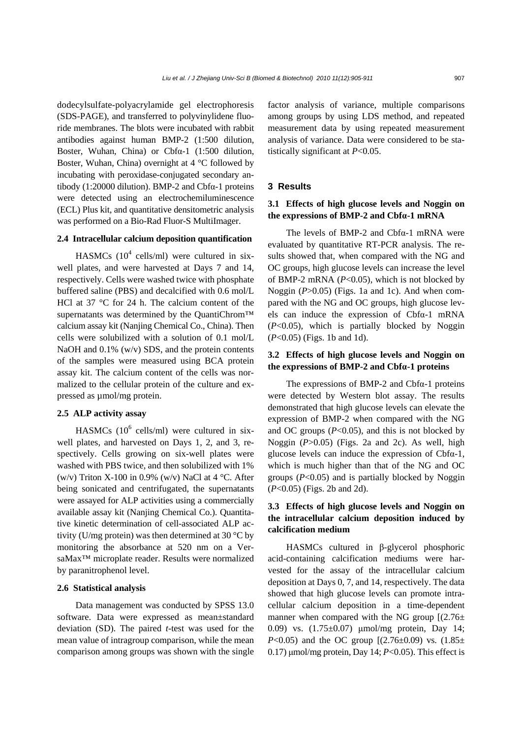dodecylsulfate-polyacrylamide gel electrophoresis (SDS-PAGE), and transferred to polyvinylidene fluoride membranes. The blots were incubated with rabbit antibodies against human BMP-2 (1:500 dilution, Boster, Wuhan, China) or Cbfα-1 (1:500 dilution, Boster, Wuhan, China) overnight at 4 °C followed by incubating with peroxidase-conjugated secondary antibody (1:20000 dilution). BMP-2 and Cbfα-1 proteins were detected using an electrochemiluminescence (ECL) Plus kit, and quantitative densitometric analysis was performed on a Bio-Rad Fluor-S MultiImager.

### 2.4 Intracellular calcium deposition quantification

HASMCs ($10^4$ cells/ml) were cultured in six-well plates, and were harvested at Days 7 and 14, respectively. Cells were washed twice with phosphate buffered saline (PBS) and decalcified with 0.6 mol/L HCl at 37 °C for 24 h. The calcium content of the supernatants was determined by the QuantiChrom™ calcium assay kit (Nanjing Chemical Co., China). Then cells were solubilized with a solution of 0.1 mol/L NaOH and 0.1% (w/v) SDS, and the protein contents of the samples were measured using BCA protein assay kit. The calcium content of the cells was normalized to the cellular protein of the culture and expressed as µmol/mg protein.

### 2.5 ALP activity assay

HASMCs ($10^6$ cells/ml) were cultured in six-well plates, and harvested on Days 1, 2, and 3, respectively. Cells growing on six-well plates were washed with PBS twice, and then solubilized with 1% (w/v) Triton X-100 in 0.9% (w/v) NaCl at 4 °C. After being sonicated and centrifugated, the supernatants were assayed for ALP activities using a commercially available assay kit (Nanjing Chemical Co.). Quantitative kinetic determination of cell-associated ALP activity (U/mg protein) was then determined at 30 °C by monitoring the absorbance at 520 nm on a VersaMax™ microplate reader. Results were normalized by paranitrophenol level.

### 2.6 Statistical analysis

Data management was conducted by SPSS 13.0 software. Data were expressed as mean±standard deviation (SD). The paired *t*-test was used for the mean value of intragroup comparison, while the mean comparison among groups was shown with the single factor analysis of variance, multiple comparisons among groups by using LDS method, and repeated measurement data by using repeated measurement analysis of variance. Data were considered to be statistically significant at $P<0.05$.

## 3 Results

### 3.1 Effects of high glucose levels and Noggin on the expressions of BMP-2 and Cbfα-1 mRNA

The levels of BMP-2 and Cbfα-1 mRNA were evaluated by quantitative RT-PCR analysis. The results showed that, when compared with the NG and OC groups, high glucose levels can increase the level of BMP-2 mRNA ($P<0.05$), which is not blocked by Noggin ($P>0.05$) (Figs. 1a and 1c). And when compared with the NG and OC groups, high glucose levels can induce the expression of Cbfα-1 mRNA ($P<0.05$), which is partially blocked by Noggin ($P<0.05$) (Figs. 1b and 1d).

### 3.2 Effects of high glucose levels and Noggin on the expressions of BMP-2 and Cbfα-1 proteins

The expressions of BMP-2 and Cbfα-1 proteins were detected by Western blot assay. The results demonstrated that high glucose levels can elevate the expression of BMP-2 when compared with the NG and OC groups ($P<0.05$), and this is not blocked by Noggin ($P>0.05$) (Figs. 2a and 2c). As well, high glucose levels can induce the expression of Cbfα-1, which is much higher than that of the NG and OC groups ($P<0.05$) and is partially blocked by Noggin ($P<0.05$) (Figs. 2b and 2d).

### 3.3 Effects of high glucose levels and Noggin on the intracellular calcium deposition induced by calcification medium

HASMCs cultured in β-glycerol phosphoric acid-containing calcification mediums were harvested for the assay of the intracellular calcium deposition at Days 0, 7, and 14, respectively. The data showed that high glucose levels can promote intracellular calcium deposition in a time-dependent manner when compared with the NG group [(2.76±0.09) vs. (1.75±0.07) µmol/mg protein, Day 14; $P<0.05$) and the OC group [(2.76±0.09) vs. (1.85±0.17) µmol/mg protein, Day 14; $P<0.05$). This effect is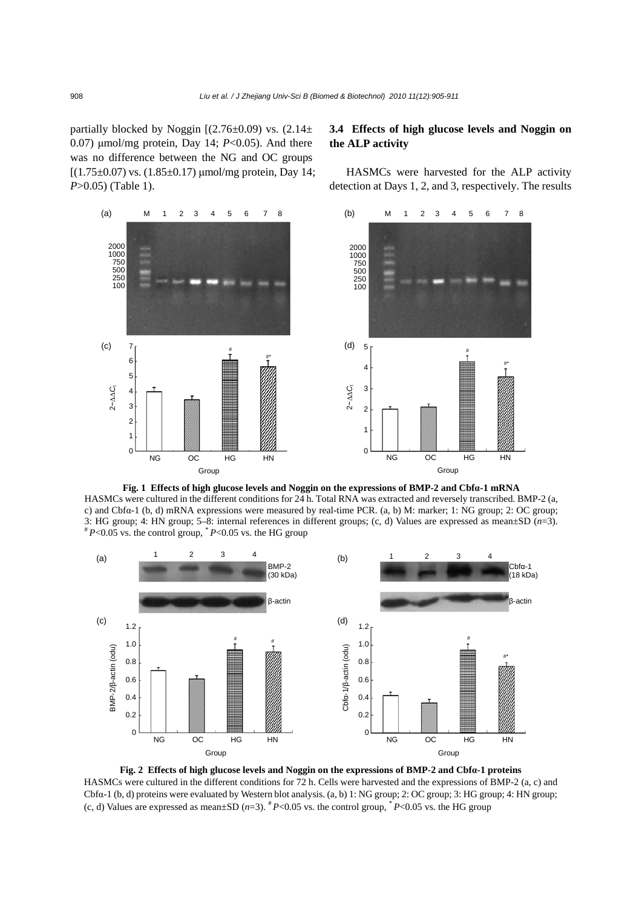partially blocked by Noggin [(2.76±0.09) vs. (2.14±0.07) μmol/mg protein, Day 14; $P<0.05$). And there was no difference between the NG and OC groups [(1.75±0.07) vs. (1.85±0.17) μmol/mg protein, Day 14; $P>0.05$) (Table 1).

### 3.4 Effects of high glucose levels and Noggin on the ALP activity

HASMCs were harvested for the ALP activity detection at Days 1, 2, and 3, respectively. The results

**Fig. 1 Effects of high glucose levels and Noggin on the expressions of BMP-2 and Cbfα-1 mRNA**

HASMCs were cultured in the different conditions for 24 h. Total RNA was extracted and reversely transcribed. BMP-2 (a, c) and Cbfα-1 (b, d) mRNA expressions were measured by real-time PCR. (a, b) M: marker; 1: NG group; 2: OC group; 3: HG group; 4: HN group; 5–8: internal references in different groups; (c, d) Values are expressed as mean±SD ($n$=3). # $P<0.05$ vs. the control group, * $P<0.05$ vs. the HG group

**Fig. 2 Effects of high glucose levels and Noggin on the expressions of BMP-2 and Cbfα-1 proteins**

HASMCs were cultured in the different conditions for 72 h. Cells were harvested and the expressions of BMP-2 (a, c) and Cbfα-1 (b, d) proteins were evaluated by Western blot analysis. (a, b) 1: NG group; 2: OC group; 3: HG group; 4: HN group; (c, d) Values are expressed as mean±SD ($n$=3). # $P<0.05$ vs. the control group, * $P<0.05$ vs. the HG group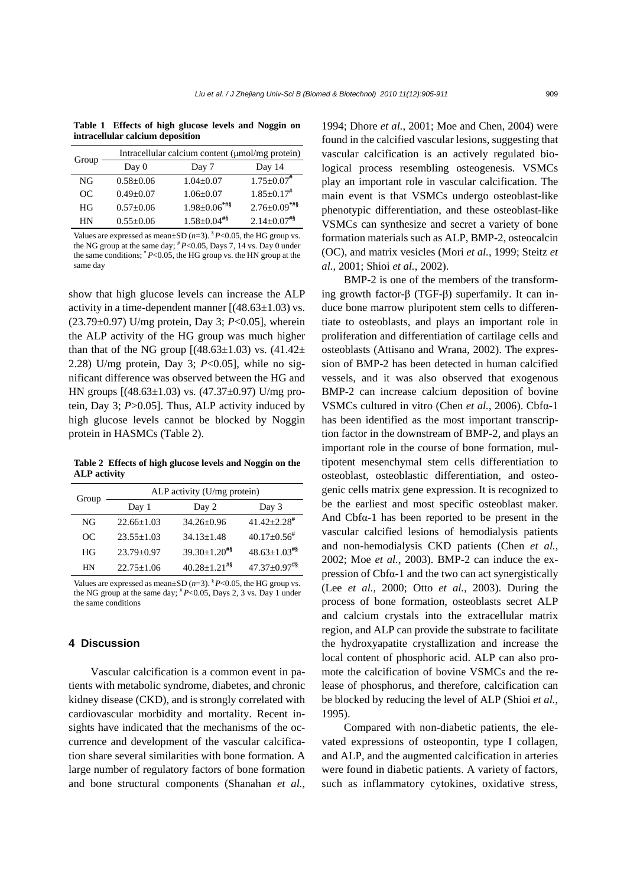**Table 1 Effects of high glucose levels and Noggin on intracellular calcium deposition**

| Group | Intracellular calcium content (μmol/mg protein) | | |
|---|---|---|---|
| | Day 0 | Day 7 | Day 14 |
| NG | 0.58±0.06 | 1.04±0.07 | 1.75±0.07[#] |
| OC | 0.49±0.07 | 1.06±0.07 | 1.85±0.17[#] |
| HG | 0.57±0.06 | 1.98±0.06[*#§] | 2.76±0.09[*#§] |
| HN | 0.55±0.06 | 1.58±0.04[#§] | 2.14±0.07[#§] |

Values are expressed as mean±SD ($n$=3). [§] $P$<0.05, the HG group vs. the NG group at the same day; [#] $P$<0.05, Days 7, 14 vs. Day 0 under the same conditions; [*] $P$<0.05, the HG group vs. the HN group at the same day

show that high glucose levels can increase the ALP activity in a time-dependent manner [(48.63±1.03) vs. (23.79±0.97) U/mg protein, Day 3; $P$<0.05], wherein the ALP activity of the HG group was much higher than that of the NG group [(48.63±1.03) vs. (41.42±2.28) U/mg protein, Day 3; $P$<0.05], while no significant difference was observed between the HG and HN groups [(48.63±1.03) vs. (47.37±0.97) U/mg protein, Day 3; $P$>0.05]. Thus, ALP activity induced by high glucose levels cannot be blocked by Noggin protein in HASMCs (Table 2).

**Table 2 Effects of high glucose levels and Noggin on the ALP activity**

| Group | ALP activity (U/mg protein) | | |
|---|---|---|---|
| | Day 1 | Day 2 | Day 3 |
| NG | 22.66±1.03 | 34.26±0.96 | 41.42±2.28[#] |
| OC | 23.55±1.03 | 34.13±1.48 | 40.17±0.56[#] |
| HG | 23.79±0.97 | 39.30±1.20[#§] | 48.63±1.03[#§] |
| HN | 22.75±1.06 | 40.28±1.21[#§] | 47.37±0.97[#§] |

Values are expressed as mean±SD ($n$=3). [§] $P$<0.05, the HG group vs. the NG group at the same day; [#] $P$<0.05, Days 2, 3 vs. Day 1 under the same conditions

## 4 Discussion

Vascular calcification is a common event in patients with metabolic syndrome, diabetes, and chronic kidney disease (CKD), and is strongly correlated with cardiovascular morbidity and mortality. Recent insights have indicated that the mechanisms of the occurrence and development of the vascular calcification share several similarities with bone formation. A large number of regulatory factors of bone formation and bone structural components (Shanahan *et al.*, 1994; Dhore *et al.*, 2001; Moe and Chen, 2004) were found in the calcified vascular lesions, suggesting that vascular calcification is an actively regulated biological process resembling osteogenesis. VSMCs play an important role in vascular calcification. The main event is that VSMCs undergo osteoblast-like phenotypic differentiation, and these osteoblast-like VSMCs can synthesize and secret a variety of bone formation materials such as ALP, BMP-2, osteocalcin (OC), and matrix vesicles (Mori *et al.*, 1999; Steitz *et al.*, 2001; Shioi *et al.*, 2002).

BMP-2 is one of the members of the transforming growth factor-β (TGF-β) superfamily. It can induce bone marrow pluripotent stem cells to differentiate to osteoblasts, and plays an important role in proliferation and differentiation of cartilage cells and osteoblasts (Attisano and Wrana, 2002). The expression of BMP-2 has been detected in human calcified vessels, and it was also observed that exogenous BMP-2 can increase calcium deposition of bovine VSMCs cultured in vitro (Chen *et al.*, 2006). Cbfα-1 has been identified as the most important transcription factor in the downstream of BMP-2, and plays an important role in the course of bone formation, multipotent mesenchymal stem cells differentiation to osteoblast, osteoblastic differentiation, and osteogenic cells matrix gene expression. It is recognized to be the earliest and most specific osteoblast maker. And Cbfα-1 has been reported to be present in the vascular calcified lesions of hemodialysis patients and non-hemodialysis CKD patients (Chen *et al.*, 2002; Moe *et al.*, 2003). BMP-2 can induce the expression of Cbfα-1 and the two can act synergistically (Lee *et al.*, 2000; Otto *et al.*, 2003). During the process of bone formation, osteoblasts secret ALP and calcium crystals into the extracellular matrix region, and ALP can provide the substrate to facilitate the hydroxyapatite crystallization and increase the local content of phosphoric acid. ALP can also promote the calcification of bovine VSMCs and the release of phosphorus, and therefore, calcification can be blocked by reducing the level of ALP (Shioi *et al.*, 1995).

Compared with non-diabetic patients, the elevated expressions of osteopontin, type I collagen, and ALP, and the augmented calcification in arteries were found in diabetic patients. A variety of factors, such as inflammatory cytokines, oxidative stress,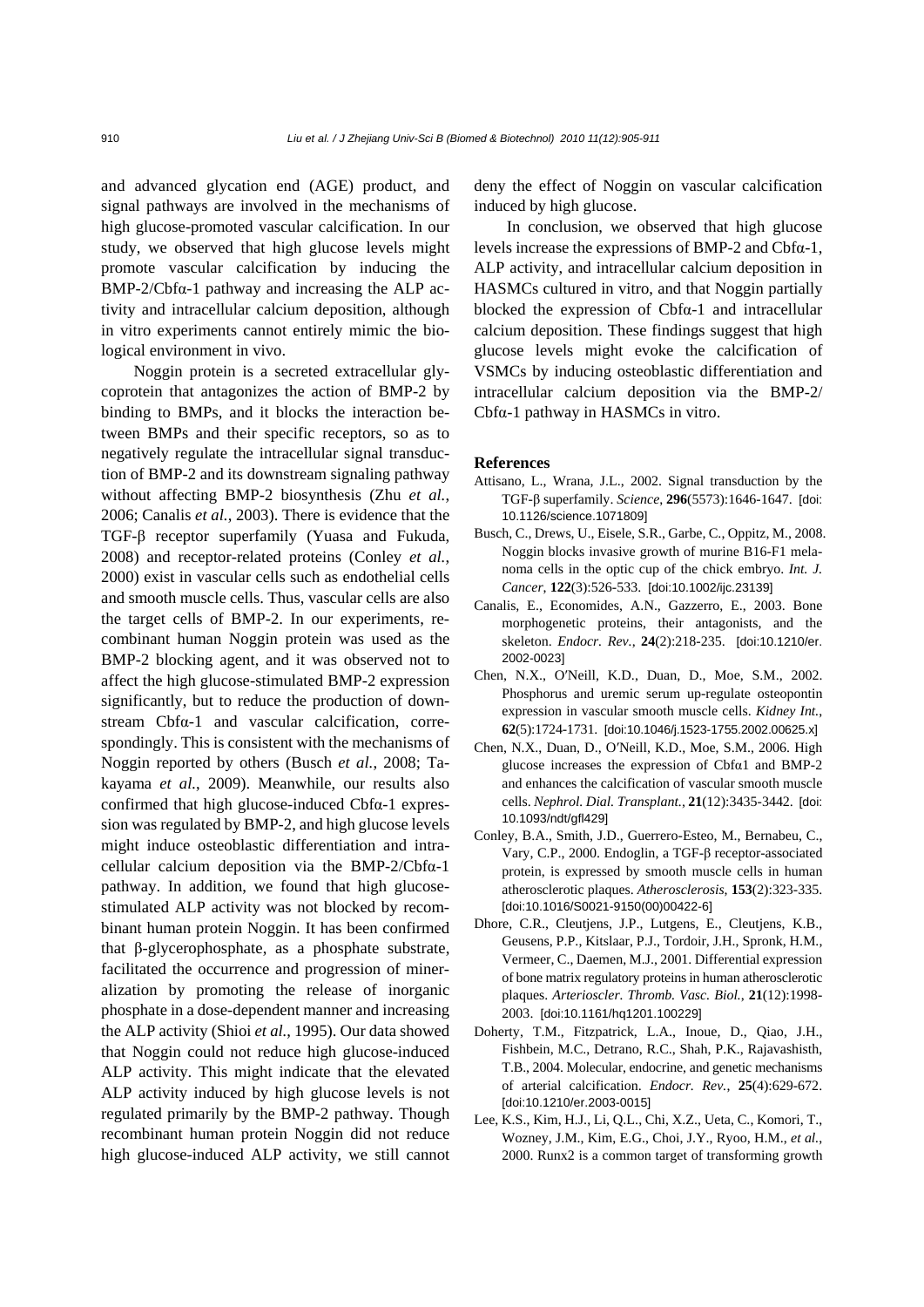and advanced glycation end (AGE) product, and signal pathways are involved in the mechanisms of high glucose-promoted vascular calcification. In our study, we observed that high glucose levels might promote vascular calcification by inducing the BMP-2/Cbfα-1 pathway and increasing the ALP activity and intracellular calcium deposition, although in vitro experiments cannot entirely mimic the biological environment in vivo.

Noggin protein is a secreted extracellular glycoprotein that antagonizes the action of BMP-2 by binding to BMPs, and it blocks the interaction between BMPs and their specific receptors, so as to negatively regulate the intracellular signal transduction of BMP-2 and its downstream signaling pathway without affecting BMP-2 biosynthesis (Zhu *et al.*, 2006; Canalis *et al.*, 2003). There is evidence that the TGF-β receptor superfamily (Yuasa and Fukuda, 2008) and receptor-related proteins (Conley *et al.*, 2000) exist in vascular cells such as endothelial cells and smooth muscle cells. Thus, vascular cells are also the target cells of BMP-2. In our experiments, recombinant human Noggin protein was used as the BMP-2 blocking agent, and it was observed not to affect the high glucose-stimulated BMP-2 expression significantly, but to reduce the production of downstream Cbfα-1 and vascular calcification, correspondingly. This is consistent with the mechanisms of Noggin reported by others (Busch *et al.*, 2008; Takayama *et al.*, 2009). Meanwhile, our results also confirmed that high glucose-induced Cbfα-1 expression was regulated by BMP-2, and high glucose levels might induce osteoblastic differentiation and intracellular calcium deposition via the BMP-2/Cbfα-1 pathway. In addition, we found that high glucose-stimulated ALP activity was not blocked by recombinant human protein Noggin. It has been confirmed that β-glycerophosphate, as a phosphate substrate, facilitated the occurrence and progression of mineralization by promoting the release of inorganic phosphate in a dose-dependent manner and increasing the ALP activity (Shioi *et al.*, 1995). Our data showed that Noggin could not reduce high glucose-induced ALP activity. This might indicate that the elevated ALP activity induced by high glucose levels is not regulated primarily by the BMP-2 pathway. Though recombinant human protein Noggin did not reduce high glucose-induced ALP activity, we still cannot deny the effect of Noggin on vascular calcification induced by high glucose.

In conclusion, we observed that high glucose levels increase the expressions of BMP-2 and Cbfα-1, ALP activity, and intracellular calcium deposition in HASMCs cultured in vitro, and that Noggin partially blocked the expression of Cbfα-1 and intracellular calcium deposition. These findings suggest that high glucose levels might evoke the calcification of VSMCs by inducing osteoblastic differentiation and intracellular calcium deposition via the BMP-2/Cbfα-1 pathway in HASMCs in vitro.

## References

Attisano, L., Wrana, J.L., 2002. Signal transduction by the TGF-β superfamily. *Science*, **296**(5573):1646-1647. [doi:10.1126/science.1071809]

Busch, C., Drews, U., Eisele, S.R., Garbe, C., Oppitz, M., 2008. Noggin blocks invasive growth of murine B16-F1 melanoma cells in the optic cup of the chick embryo. *Int. J. Cancer*, **122**(3):526-533. [doi:10.1002/ijc.23139]

Canalis, E., Economides, A.N., Gazzerro, E., 2003. Bone morphogenetic proteins, their antagonists, and the skeleton. *Endocr. Rev.*, **24**(2):218-235. [doi:10.1210/er.2002-0023]

Chen, N.X., O′Neill, K.D., Duan, D., Moe, S.M., 2002. Phosphorus and uremic serum up-regulate osteopontin expression in vascular smooth muscle cells. *Kidney Int.*, **62**(5):1724-1731. [doi:10.1046/j.1523-1755.2002.00625.x]

Chen, N.X., Duan, D., O′Neill, K.D., Moe, S.M., 2006. High glucose increases the expression of Cbfα1 and BMP-2 and enhances the calcification of vascular smooth muscle cells. *Nephrol. Dial. Transplant.*, **21**(12):3435-3442. [doi:10.1093/ndt/gfl429]

Conley, B.A., Smith, J.D., Guerrero-Esteo, M., Bernabeu, C., Vary, C.P., 2000. Endoglin, a TGF-β receptor-associated protein, is expressed by smooth muscle cells in human atherosclerotic plaques. *Atherosclerosis*, **153**(2):323-335. [doi:10.1016/S0021-9150(00)00422-6]

Dhore, C.R., Cleutjens, J.P., Lutgens, E., Cleutjens, K.B., Geusens, P.P., Kitslaar, P.J., Tordoir, J.H., Spronk, H.M., Vermeer, C., Daemen, M.J., 2001. Differential expression of bone matrix regulatory proteins in human atherosclerotic plaques. *Arterioscler. Thromb. Vasc. Biol.*, **21**(12):1998-2003. [doi:10.1161/hq1201.100229]

Doherty, T.M., Fitzpatrick, L.A., Inoue, D., Qiao, J.H., Fishbein, M.C., Detrano, R.C., Shah, P.K., Rajavashisth, T.B., 2004. Molecular, endocrine, and genetic mechanisms of arterial calcification. *Endocr. Rev.*, **25**(4):629-672. [doi:10.1210/er.2003-0015]

Lee, K.S., Kim, H.J., Li, Q.L., Chi, X.Z., Ueta, C., Komori, T., Wozney, J.M., Kim, E.G., Choi, J.Y., Ryoo, H.M., *et al.*, 2000. Runx2 is a common target of transforming growth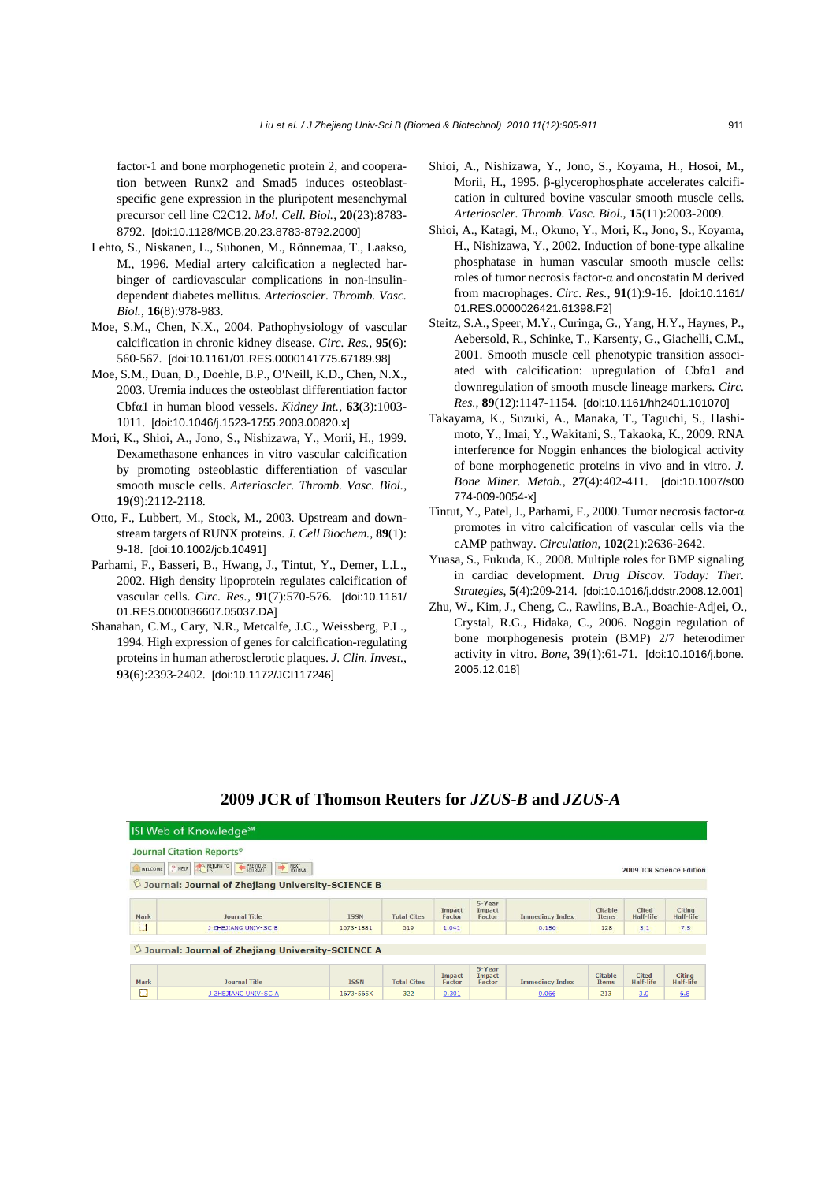factor-1 and bone morphogenetic protein 2, and cooperation between Runx2 and Smad5 induces osteoblast-specific gene expression in the pluripotent mesenchymal precursor cell line C2C12. *Mol. Cell. Biol.*, **20**(23):8783-8792. [doi:10.1128/MCB.20.23.8783-8792.2000]

Lehto, S., Niskanen, L., Suhonen, M., Rönnemaa, T., Laakso, M., 1996. Medial artery calcification a neglected harbinger of cardiovascular complications in non-insulin-dependent diabetes mellitus. *Arterioscler. Thromb. Vasc. Biol.*, **16**(8):978-983.

Moe, S.M., Chen, N.X., 2004. Pathophysiology of vascular calcification in chronic kidney disease. *Circ. Res.*, **95**(6):560-567. [doi:10.1161/01.RES.0000141775.67189.98]

Moe, S.M., Duan, D., Doehle, B.P., O′Neill, K.D., Chen, N.X., 2003. Uremia induces the osteoblast differentiation factor Cbfα1 in human blood vessels. *Kidney Int.*, **63**(3):1003-1011. [doi:10.1046/j.1523-1755.2003.00820.x]

Mori, K., Shioi, A., Jono, S., Nishizawa, Y., Morii, H., 1999. Dexamethasone enhances in vitro vascular calcification by promoting osteoblastic differentiation of vascular smooth muscle cells. *Arterioscler. Thromb. Vasc. Biol.*, **19**(9):2112-2118.

Otto, F., Lubbert, M., Stock, M., 2003. Upstream and downstream targets of RUNX proteins. *J. Cell Biochem.*, **89**(1):9-18. [doi:10.1002/jcb.10491]

Parhami, F., Basseri, B., Hwang, J., Tintut, Y., Demer, L.L., 2002. High density lipoprotein regulates calcification of vascular cells. *Circ. Res.*, **91**(7):570-576. [doi:10.1161/01.RES.0000036607.05037.DA]

Shanahan, C.M., Cary, N.R., Metcalfe, J.C., Weissberg, P.L., 1994. High expression of genes for calcification-regulating proteins in human atherosclerotic plaques. *J. Clin. Invest.*, **93**(6):2393-2402. [doi:10.1172/JCI117246]

Shioi, A., Nishizawa, Y., Jono, S., Koyama, H., Hosoi, M., Morii, H., 1995. β-glycerophosphate accelerates calcification in cultured bovine vascular smooth muscle cells. *Arterioscler. Thromb. Vasc. Biol.*, **15**(11):2003-2009.

Shioi, A., Katagi, M., Okuno, Y., Mori, K., Jono, S., Koyama, H., Nishizawa, Y., 2002. Induction of bone-type alkaline phosphatase in human vascular smooth muscle cells: roles of tumor necrosis factor-α and oncostatin M derived from macrophages. *Circ. Res.*, **91**(1):9-16. [doi:10.1161/01.RES.0000026421.61398.F2]

Steitz, S.A., Speer, M.Y., Curinga, G., Yang, H.Y., Haynes, P., Aebersold, R., Schinke, T., Karsenty, G., Giachelli, C.M., 2001. Smooth muscle cell phenotypic transition associated with calcification: upregulation of Cbfα1 and downregulation of smooth muscle lineage markers. *Circ. Res.*, **89**(12):1147-1154. [doi:10.1161/hh2401.101070]

Takayama, K., Suzuki, A., Manaka, T., Taguchi, S., Hashimoto, Y., Imai, Y., Wakitani, S., Takaoka, K., 2009. RNA interference for Noggin enhances the biological activity of bone morphogenetic proteins in vivo and in vitro. *J. Bone Miner. Metab.*, **27**(4):402-411. [doi:10.1007/s00774-009-0054-x]

Tintut, Y., Patel, J., Parhami, F., 2000. Tumor necrosis factor-α promotes in vitro calcification of vascular cells via the cAMP pathway. *Circulation*, **102**(21):2636-2642.

Yuasa, S., Fukuda, K., 2008. Multiple roles for BMP signaling in cardiac development. *Drug Discov. Today: Ther. Strategies*, **5**(4):209-214. [doi:10.1016/j.ddstr.2008.12.001]

Zhu, W., Kim, J., Cheng, C., Rawlins, B.A., Boachie-Adjei, O., Crystal, R.G., Hidaka, C., 2006. Noggin regulation of bone morphogenesis protein (BMP) 2/7 heterodimer activity in vitro. *Bone*, **39**(1):61-71. [doi:10.1016/j.bone.2005.12.018]

## 2009 JCR of Thomson Reuters for *JZUS-B* and *JZUS-A*

ISI Web of Knowledge℠

Journal Citation Reports®

2009 JCR Science Edition

Journal: Journal of Zhejiang University-SCIENCE B

| Mark | Journal Title | ISSN | Total Cites | Impact Factor | 5-Year Impact Factor | Immediacy Index | Citable Items | Cited Half-life | Citing Half-life |
|---|---|---|---|---|---|---|---|---|---|
| ☐ | J ZHEJIANG UNIV-SC B | 1673-1581 | 619 | 1.041 | | 0.156 | 128 | 3.1 | 7.5 |

Journal: Journal of Zhejiang University-SCIENCE A

| Mark | Journal Title | ISSN | Total Cites | Impact Factor | 5-Year Impact Factor | Immediacy Index | Citable Items | Cited Half-life | Citing Half-life |
|---|---|---|---|---|---|---|---|---|---|
| ☐ | J ZHEJIANG UNIV-SC A | 1673-565X | 322 | 0.301 | | 0.066 | 213 | 3.0 | 6.8 |